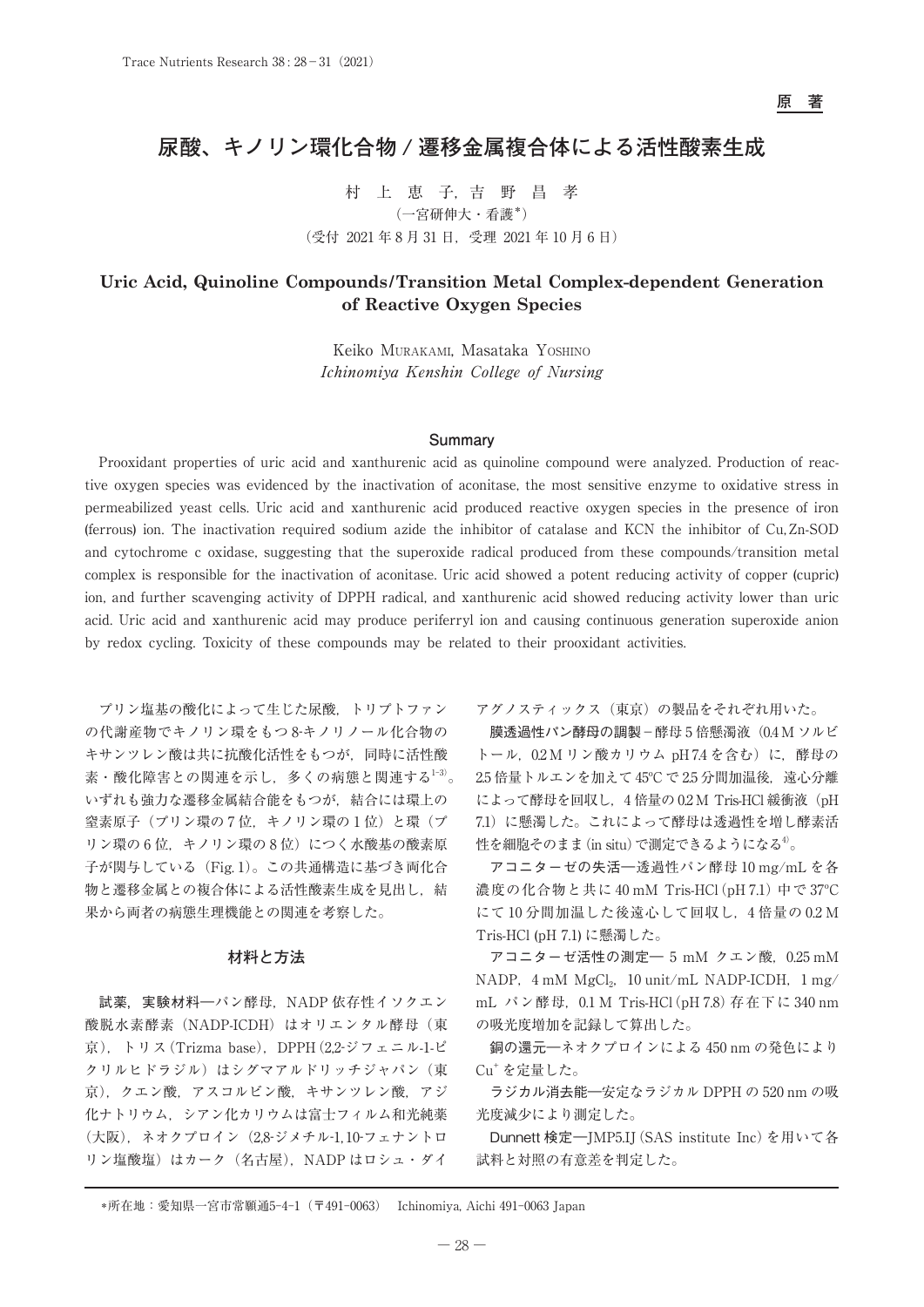原　著

# 尿酸、キノリン環化合物 / 遷移金属複合体による活性酸素生成

村　上　恵　子, 吉　野　昌　孝

（一宮研伸大・看護*）

（受付 2021 年 8 月 31 日，受理 2021 年 10 月 6 日）

## Uric Acid, Quinoline Compounds/Transition Metal Complex-dependent Generation of Reactive Oxygen Species

Keiko MURAKAMI, Masataka YOSHINO

*Ichinomiya Kenshin College of Nursing*

### Summary

Prooxidant properties of uric acid and xanthurenic acid as quinoline compound were analyzed. Production of reactive oxygen species was evidenced by the inactivation of aconitase, the most sensitive enzyme to oxidative stress in permeabilized yeast cells. Uric acid and xanthurenic acid produced reactive oxygen species in the presence of iron (ferrous) ion. The inactivation required sodium azide the inhibitor of catalase and KCN the inhibitor of Cu, Zn-SOD and cytochrome c oxidase, suggesting that the superoxide radical produced from these compounds/transition metal complex is responsible for the inactivation of aconitase. Uric acid showed a potent reducing activity of copper (cupric) ion, and further scavenging activity of DPPH radical, and xanthurenic acid showed reducing activity lower than uric acid. Uric acid and xanthurenic acid may produce periferryl ion and causing continuous generation superoxide anion by redox cycling. Toxicity of these compounds may be related to their prooxidant activities.

プリン塩基の酸化によって生じた尿酸，トリプトファンの代謝産物でキノリン環をもつ 8-キノリノール化合物のキサンツレン酸は共に抗酸化活性をもつが，同時に活性酸素・酸化障害との関連を示し，多くの病態と関連する[1-3]。いずれも強力な遷移金属結合能をもつが，結合には環上の窒素原子（プリン環の 7 位，キノリン環の 1 位）と環（プリン環の 6 位，キノリン環の 8 位）につく水酸基の酸素原子が関与している（Fig. 1）。この共通構造に基づき両化合物と遷移金属との複合体による活性酸素生成を見出し，結果から両者の病態生理機能との関連を考察した。

### 材料と方法

**試薬，実験材料**―パン酵母，NADP 依存性イソクエン酸脱水素酵素（NADP-ICDH）はオリエンタル酵母（東京），トリス（Trizma base），DPPH（2,2-ジフェニル-1-ピクリルヒドラジル）はシグマアルドリッチジャパン（東京），クエン酸，アスコルビン酸，キサンツレン酸，アジ化ナトリウム，シアン化カリウムは富士フィルム和光純薬（大阪），ネオクプロイン（2,8-ジメチル-1,10-フェナントロリン塩酸塩）はカーク（名古屋），NADP はロシュ・ダイアグノスティックス（東京）の製品をそれぞれ用いた。

**膜透過性パン酵母の調製**－酵母 5 倍懸濁液（0.4 M ソルビトール，0.2 M リン酸カリウム pH 7.4 を含む）に，酵母の 2.5 倍量トルエンを加えて 45℃ で 2.5 分間加温後，遠心分離によって酵母を回収し，4 倍量の 0.2 M Tris-HCl 緩衝液（pH 7.1）に懸濁した。これによって酵母は透過性を増し酵素活性を細胞そのまま（in situ）で測定できるようになる[4]。

**アコニターゼの失活**―透過性パン酵母 10 mg/mL を各濃度の化合物と共に 40 mM Tris-HCl（pH 7.1）中で 37℃ にて 10 分間加温した後遠心して回収し，4 倍量の 0.2 M Tris-HCl (pH 7.1) に懸濁した。

**アコニターゼ活性の測定**― 5 mM クエン酸，0.25 mM NADP，4 mM $MgCl_2$，10 unit/mL NADP-ICDH，1 mg/mL パン酵母，0.1 M Tris-HCl（pH 7.8）存在下に 340 nm の吸光度増加を記録して算出した。

**銅の還元**―ネオクプロインによる 450 nm の発色により $Cu^{+}$ を定量した。

**ラジカル消去能**―安定なラジカル DPPH の 520 nm の吸光度減少により測定した。

**Dunnett 検定**―JMP5.IJ（SAS institute Inc）を用いて各試料と対照の有意差を判定した。

---

*所在地：愛知県一宮市常願通5-4-1（〒491-0063）　Ichinomiya, Aichi 491-0063 Japan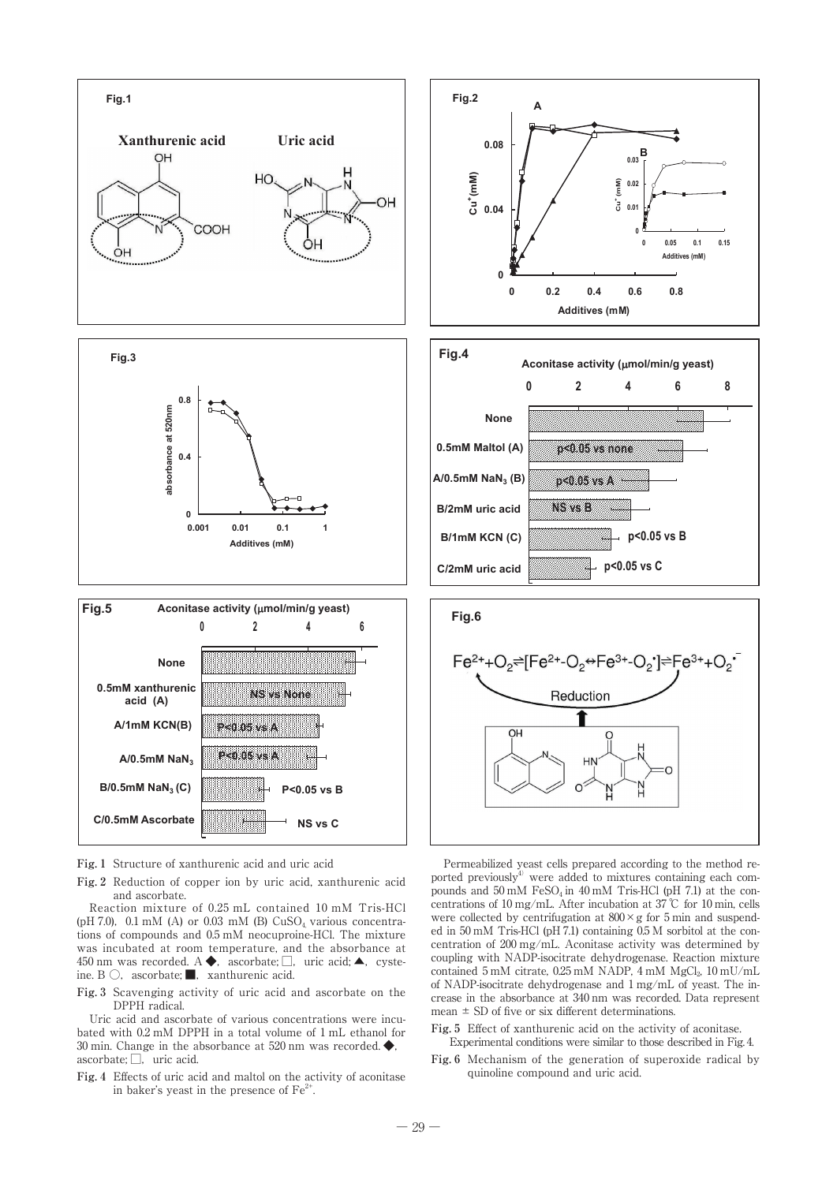**Fig. 1** Structure of xanthurenic acid and uric acid

**Fig. 2** Reduction of copper ion by uric acid, xanthurenic acid and ascorbate.

Reaction mixture of 0.25 mL contained 10 mM Tris-HCl (pH 7.0), 0.1 mM (A) or 0.03 mM (B) $CuSO_4$ various concentrations of compounds and 0.5 mM neocuproine-HCl. The mixture was incubated at room temperature, and the absorbance at 450 nm was recorded. A ◆, ascorbate; □, uric acid; ▲, cysteine. B ○, ascorbate; ■, xanthurenic acid.

**Fig. 3** Scavenging activity of uric acid and ascorbate on the DPPH radical.

Uric acid and ascorbate of various concentrations were incubated with 0.2 mM DPPH in a total volume of 1 mL ethanol for 30 min. Change in the absorbance at 520 nm was recorded. ◆, ascorbate; □, uric acid.

**Fig. 4** Effects of uric acid and maltol on the activity of aconitase in baker's yeast in the presence of $Fe^{2+}$.

Permeabilized yeast cells prepared according to the method reported previously[4] were added to mixtures containing each compounds and 50 mM $FeSO_4$ in 40 mM Tris-HCl (pH 7.1) at the concentrations of 10 mg/mL. After incubation at 37 ℃ for 10 min, cells were collected by centrifugation at 800 × g for 5 min and suspended in 50 mM Tris-HCl (pH 7.1) containing 0.5 M sorbitol at the concentration of 200 mg/mL. Aconitase activity was determined by coupling with NADP-isocitrate dehydrogenase. Reaction mixture contained 5 mM citrate, 0.25 mM NADP, 4 mM $MgCl_2$, 10 mU/mL of NADP-isocitrate dehydrogenase and 1 mg/mL of yeast. The increase in the absorbance at 340 nm was recorded. Data represent mean ± SD of five or six different determinations.

**Fig. 5** Effect of xanthurenic acid on the activity of aconitase.

Experimental conditions were similar to those described in Fig. 4.

**Fig. 6** Mechanism of the generation of superoxide radical by quinoline compound and uric acid.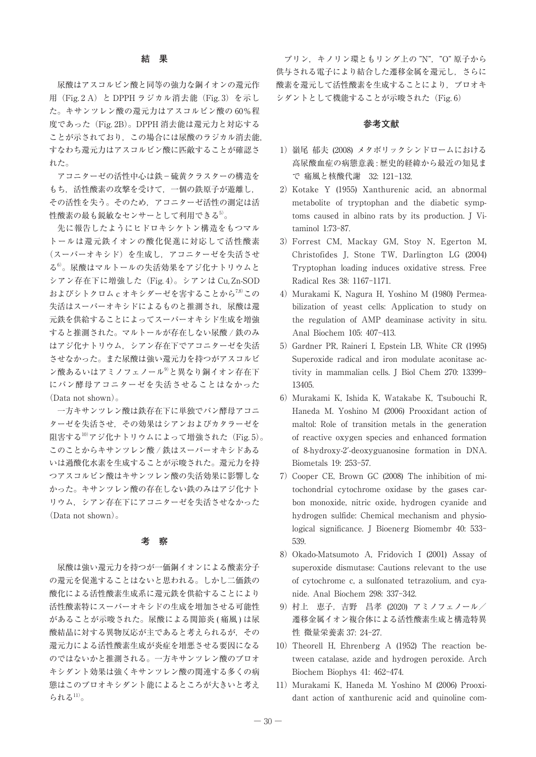## 結　果

尿酸はアスコルビン酸と同等の強力な銅イオンの還元作用（Fig. 2 A）と DPPH ラジカル消去能（Fig. 3）を示した。キサンツレン酸の還元力はアスコルビン酸の 60％程度であった（Fig. 2B）。DPPH 消去能は還元力と対応することが示されており，この場合には尿酸のラジカル消去能，すなわち還元力はアスコルビン酸に匹敵することが確認された。

アコニターゼの活性中心は鉄－硫黄クラスターの構造をもち，活性酸素の攻撃を受けて，一個の鉄原子が遊離し，その活性を失う。そのため，アコニターゼ活性の測定は活性酸素の最も鋭敏なセンサーとして利用できる[5]。

先に報告したようにヒドロキシケトン構造をもつマルトールは還元鉄イオンの酸化促進に対応して活性酸素（スーパーオキシド）を生成し，アコニターゼを失活させる[6]。尿酸はマルトールの失活効果をアジ化ナトリウムとシアン存在下に増強した（Fig. 4）。シアンは Cu, Zn-SOD およびシトクロム c オキシダーゼを害することから[7,8]この失活はスーパーオキシドによるものと推測され，尿酸は還元鉄を供給することによってスーパーオキシド生成を増強すると推測された。マルトールが存在しない尿酸 / 鉄のみはアジ化ナトリウム，シアン存在下でアコニターゼを失活させなかった。また尿酸は強い還元力を持つがアスコルビン酸あるいはアミノフェノール[9]と異なり銅イオン存在下にパン酵母アコニターゼを失活させることはなかった（Data not shown）。

一方キサンツレン酸は鉄存在下に単独でパン酵母アコニターゼを失活させ，その効果はシアンおよびカタラーゼを阻害する[10]アジ化ナトリウムによって増強された（Fig. 5）。このことからキサンツレン酸 / 鉄はスーパーオキシドあるいは過酸化水素を生成することが示唆された。還元力を持つアスコルビン酸はキサンツレン酸の失活効果に影響しなかった。キサンツレン酸の存在しない鉄のみはアジ化ナトリウム，シアン存在下にアコニターゼを失活させなかった（Data not shown）。

## 考　察

尿酸は強い還元力を持つが一価銅イオンによる酸素分子の還元を促進することはないと思われる。しかし二価鉄の酸化による活性酸素生成系に還元鉄を供給することにより活性酸素特にスーパーオキシドの生成を増加させる可能性があることが示唆された。尿酸による関節炎 ( 痛風 ) は尿酸結晶に対する異物反応が主であると考えられるが，その還元力による活性酸素生成が炎症を増悪させる要因になるのではないかと推測される。一方キサンツレン酸のプロオキシダント効果は強くキサンツレン酸の関連する多くの病態はこのプロオキシダント能によるところが大きいと考えられる[11]。

プリン，キノリン環ともリング上の "N"，"O" 原子から供与される電子により結合した遷移金属を還元し，さらに酸素を還元して活性酸素を生成することにより，プロオキシダントとして機能することが示唆された（Fig. 6）

## 参考文献

1) 嶺尾 郁夫 (2008) メタボリックシンドロームにおける高尿酸血症の病態意義 : 歴史的経緯から最近の知見まで 痛風と核酸代謝　32: 121-132.
2) Kotake Y (1955) Xanthurenic acid, an abnormal metabolite of tryptophan and the diabetic symptoms caused in albino rats by its production. J Vitaminol 1:73-87.
3) Forrest CM, Mackay GM, Stoy N, Egerton M, Christofides J, Stone TW, Darlington LG (2004) Tryptophan loading induces oxidative stress. Free Radical Res 38: 1167-1171.
4) Murakami K, Nagura H, Yoshino M (1980) Permeabilization of yeast cells: Application to study on the regulation of AMP deaminase activity in situ. Anal Biochem 105: 407-413.
5) Gardner PR, Raineri I, Epstein LB, White CR (1995) Superoxide radical and iron modulate aconitase activity in mammalian cells. J Biol Chem 270: 13399-13405.
6) Murakami K, Ishida K, Watakabe K, Tsubouchi R, Haneda M. Yoshino M (2006) Prooxidant action of maltol: Role of transition metals in the generation of reactive oxygen species and enhanced formation of 8-hydroxy-2′-deoxyguanosine formation in DNA. Biometals 19: 253-57.
7) Cooper CE, Brown GC (2008) The inhibition of mitochondrial cytochrome oxidase by the gases carbon monoxide, nitric oxide, hydrogen cyanide and hydrogen sulfide: Chemical mechanism and physiological significance. J Bioenerg Biomembr 40: 533-539.
8) Okado-Matsumoto A, Fridovich I (2001) Assay of superoxide dismutase: Cautions relevant to the use of cytochrome c, a sulfonated tetrazolium, and cyanide. Anal Biochem 298: 337-342.
9) 村上　恵子，吉野　昌孝 (2020) アミノフェノール／遷移金属イオン複合体による活性酸素生成と構造特異性 微量栄養素 37: 24-27.
10) Theorell H, Ehrenberg A (1952) The reaction between catalase, azide and hydrogen peroxide. Arch Biochem Biophys 41: 462-474.
11) Murakami K, Haneda M. Yoshino M (2006) Prooxidant action of xanthurenic acid and quinoline com-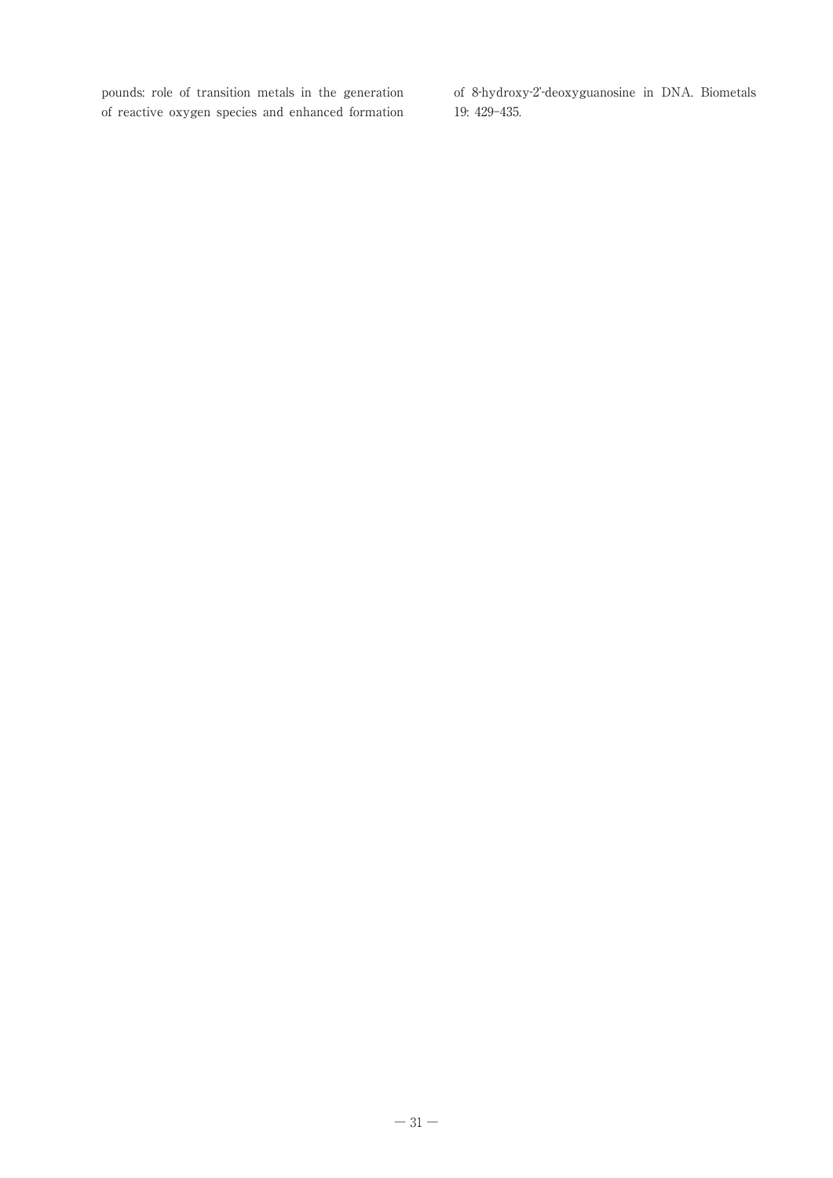pounds: role of transition metals in the generation of reactive oxygen species and enhanced formation of 8-hydroxy-2'-deoxyguanosine in DNA. Biometals 19: 429–435.